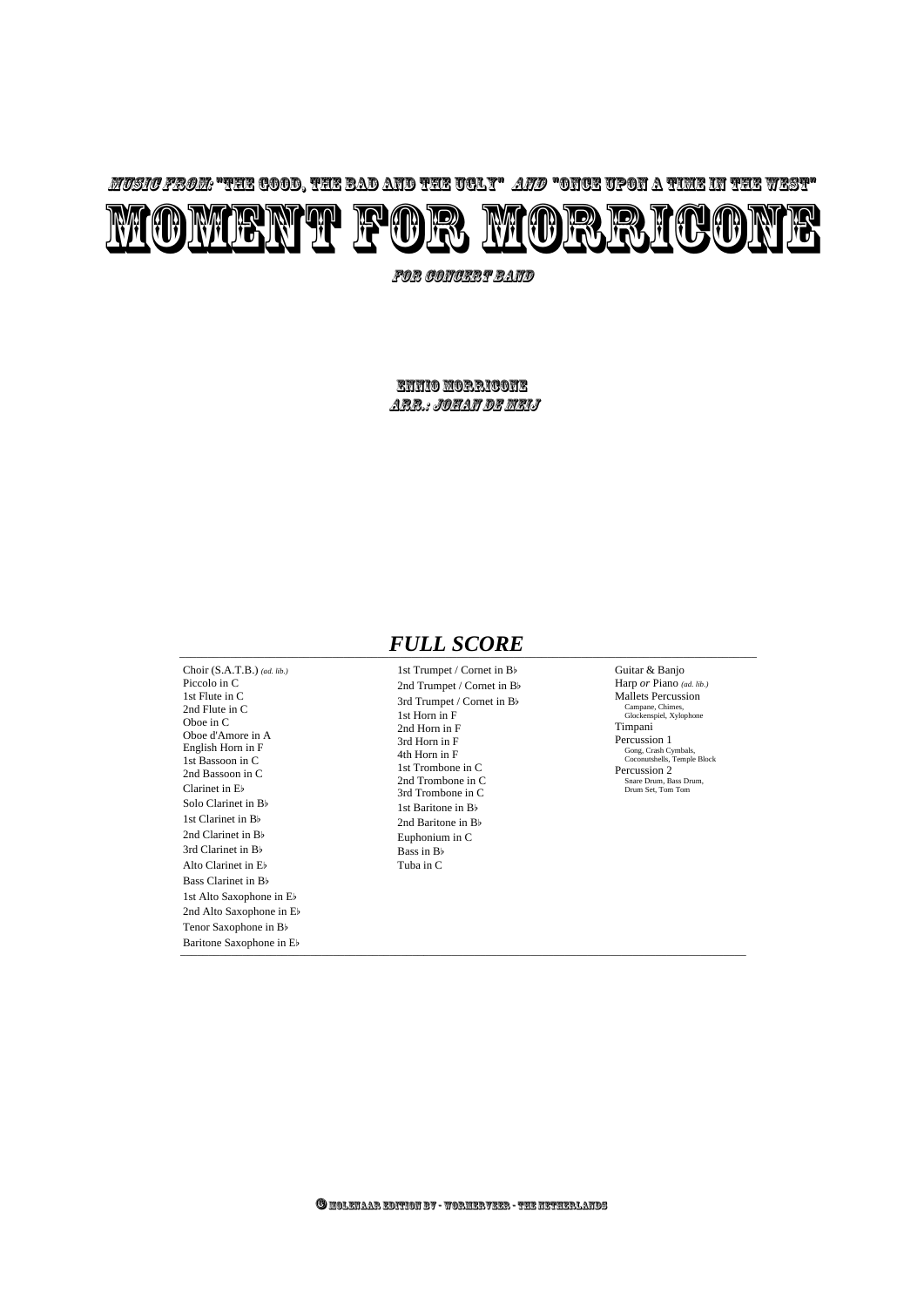*MUSIC FROM:* "THE GOOD, THE BAD AND THE UGLY" *AND* "ONCE UPON A TIME IN THE WEST"

# MOMENT FOR MORRICONE

*FOR CONCERT BAND*

ENNIO MORRICONE
*ARR.: JOHAN DE MEIJ*

## *FULL SCORE*

Choir (S.A.T.B.) *(ad. lib.)*
Piccolo in C
1st Flute in C
2nd Flute in C
Oboe in C
Oboe d'Amore in A
English Horn in F
1st Bassoon in C
2nd Bassoon in C
Clarinet in E♭
Solo Clarinet in B♭
1st Clarinet in B♭
2nd Clarinet in B♭
3rd Clarinet in B♭
Alto Clarinet in E♭
Bass Clarinet in B♭
1st Alto Saxophone in E♭
2nd Alto Saxophone in E♭
Tenor Saxophone in B♭
Baritone Saxophone in E♭

1st Trumpet / Cornet in B♭
2nd Trumpet / Cornet in B♭
3rd Trumpet / Cornet in B♭
1st Horn in F
2nd Horn in F
3rd Horn in F
4th Horn in F
1st Trombone in C
2nd Trombone in C
3rd Trombone in C
1st Baritone in B♭
2nd Baritone in B♭
Euphonium in C
Bass in B♭
Tuba in C

Guitar & Banjo
Harp *or* Piano *(ad. lib.)*
Mallets Percussion
Campane, Chimes, Glockenspiel, Xylophone
Timpani
Percussion 1
Gong, Crash Cymbals, Coconutshells, Temple Block
Percussion 2
Snare Drum, Bass Drum, Drum Set, Tom Tom

© MOLENAAR EDITION BV - WORMERVEER - THE NETHERLANDS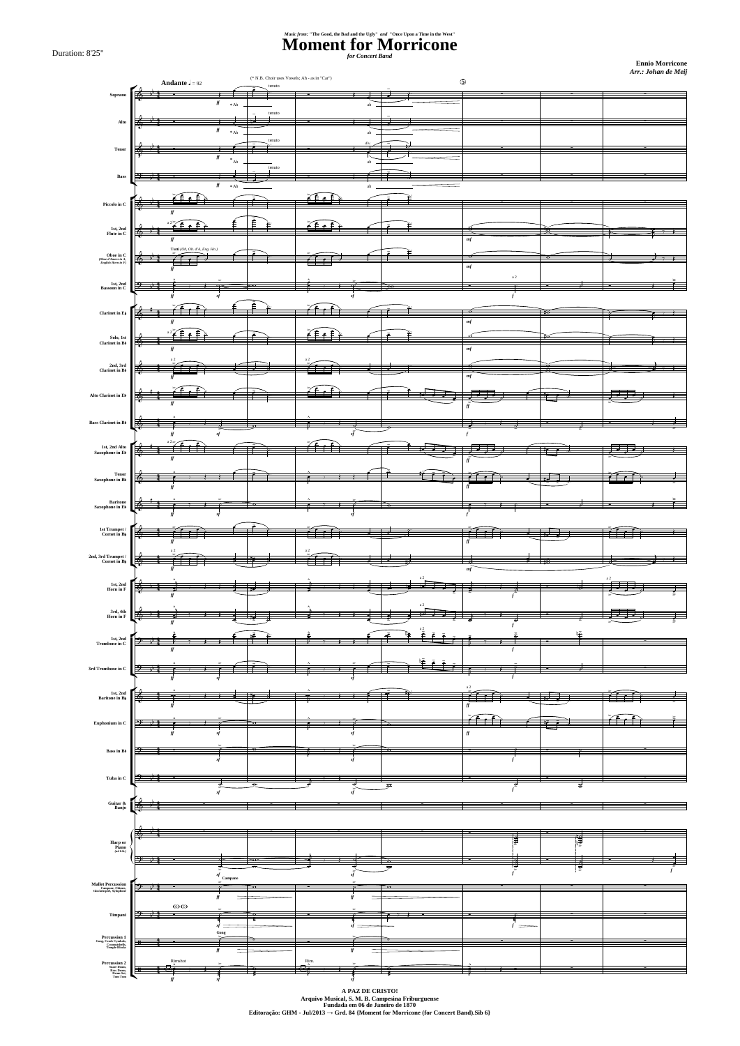Duration: 8'25"

*Music from: "The Good, the Bad and the Ugly" and "Once Upon a Time in the West"*

# Moment for Morricone

*for Concert Band*

**Ennio Morricone**
***Arr.: Johan de Meij***

**Andante** ♩ = 92

(* N.B. Choir uses Vowels; Ah - as in "Car")

Soprano
Alto
Tenor
Bass
Piccolo in C
1st, 2nd Flute in C
Oboe in C (Oboe d'Amore in A, English Horn in F)
1st, 2nd Bassoon in C
Clarinet in E♭
Solo, 1st Clarinet in B♭
2nd, 3rd Clarinet in B♭
Alto Clarinet in E♭
Bass Clarinet in B♭
1st, 2nd Alto Saxophone in E♭
Tenor Saxophone in B♭
Baritone Saxophone in E♭
1st Trumpet / Cornet in B♭
2nd, 3rd Trumpet / Cornet in B♭
1st, 2nd Horn in F
3rd, 4th Horn in F
1st, 2nd Trombone in C
3rd Trombone in C
1st, 2nd Baritone in B♭
Euphonium in C
Bass in B♭
Tuba in C
Guitar & Banjo
Harp or Piano (ad lib.)
Mallet Percussion (Campane, Chimes, Glockenspiel, Xylophone)
Timpani
Percussion 1 (Gong, Crash Cymbals, Cowbell, Triangle Blocks)
Percussion 2 (Snare Drum, Bass Drum, Drum Set, Tom-Tom)

**A PAZ DE CRISTO!**
**Arquivo Musical, S. M. B. Campesina Friburguense**
**Fundada em 06 de Janeiro de 1870**
**Editoração: GHM - Jul/2013 → Grd. 84 {Moment for Morricone (for Concert Band).Sib 6}**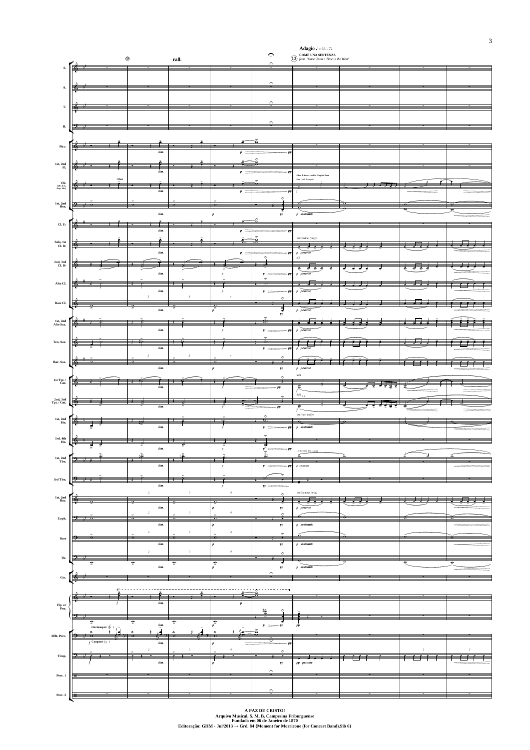**Adagio** ♩ = 66 - 72

**COME UNA SENTENZA**

*from "Once Upon a Time in the West"*

**A PAZ DE CRISTO!**
**Arquivo Musical, S. M. B. Campesina Friburguense**
**Fundada em 06 de Janeiro de 1870**
**Editoração: GHM - Jul/2013 → Grd. 84 {Moment for Morricone (for Concert Band).Sib 6}**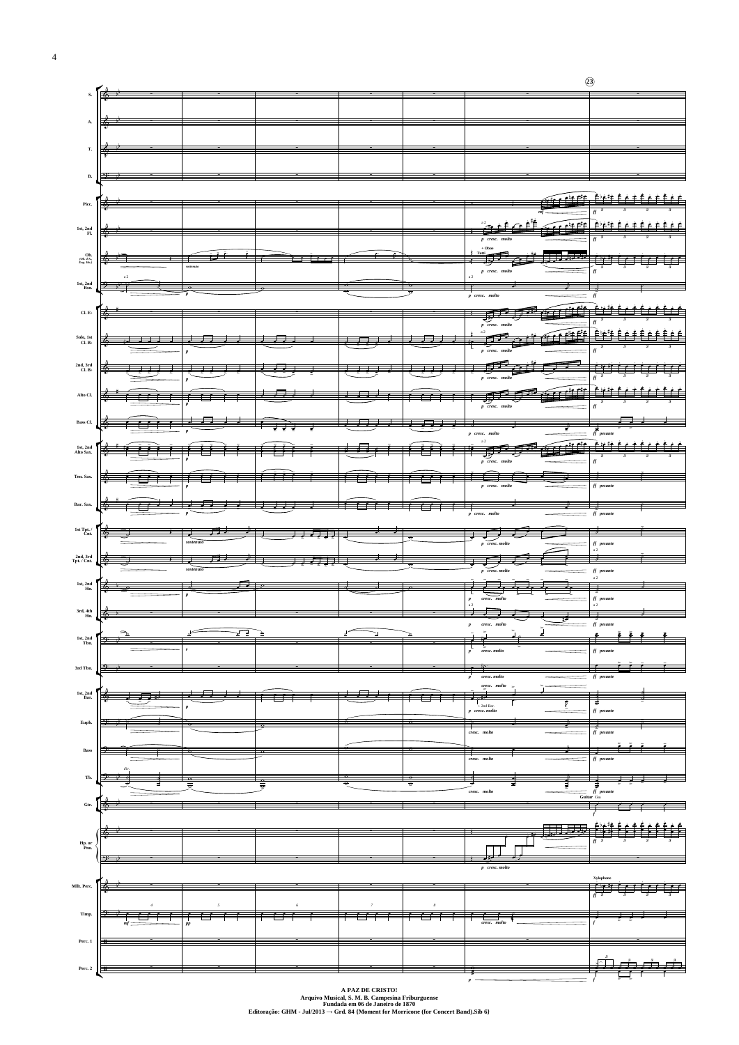**A PAZ DE CRISTO!**
**Arquivo Musical, S. M. B. Campesina Friburguense**
**Fundada em 06 de Janeiro de 1870**
**Editoração: GHM - Jul/2013 → Grd. 84 {Moment for Morricone (for Concert Band).Sib 6}**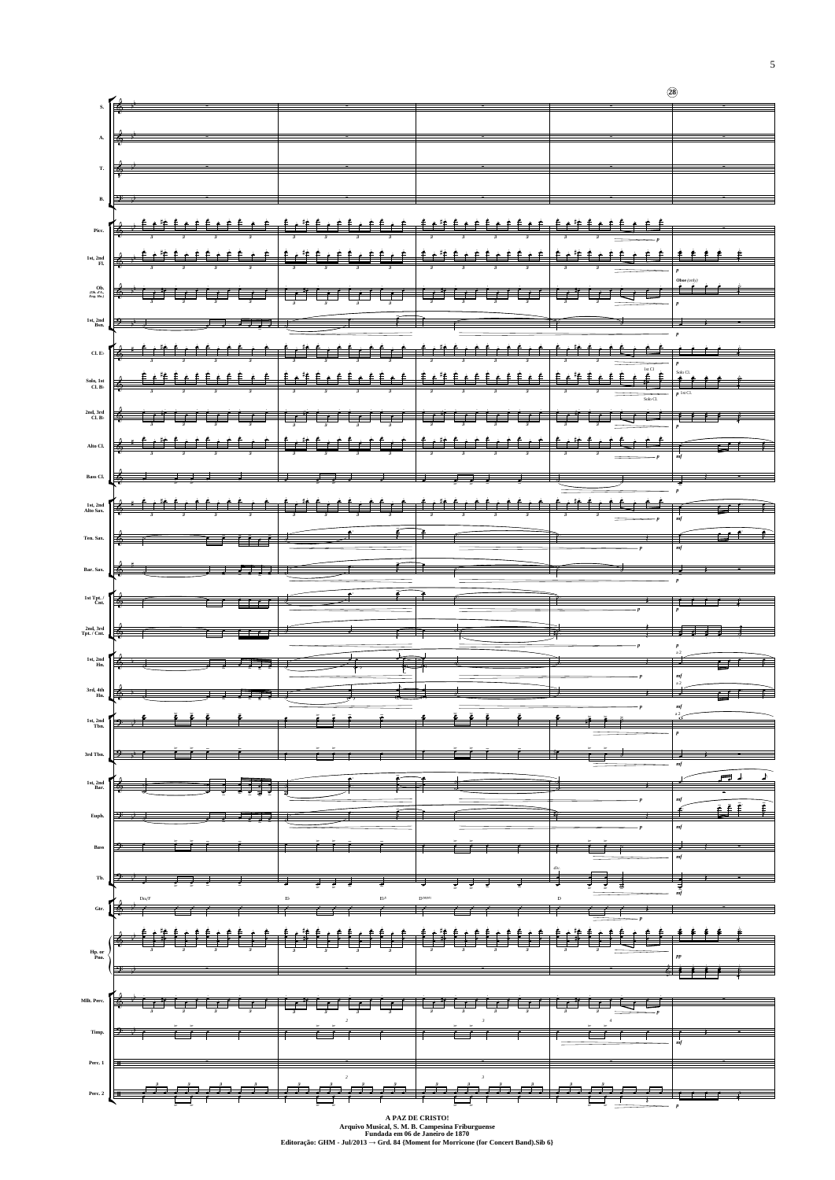A PAZ DE CRISTO!
Arquivo Musical, S. M. B. Campesina Friburguense
Fundada em 06 de Janeiro de 1870
Editoração: GHM - Jul/2013 → Grd. 84 {Moment for Morricone (for Concert Band).Sib 6}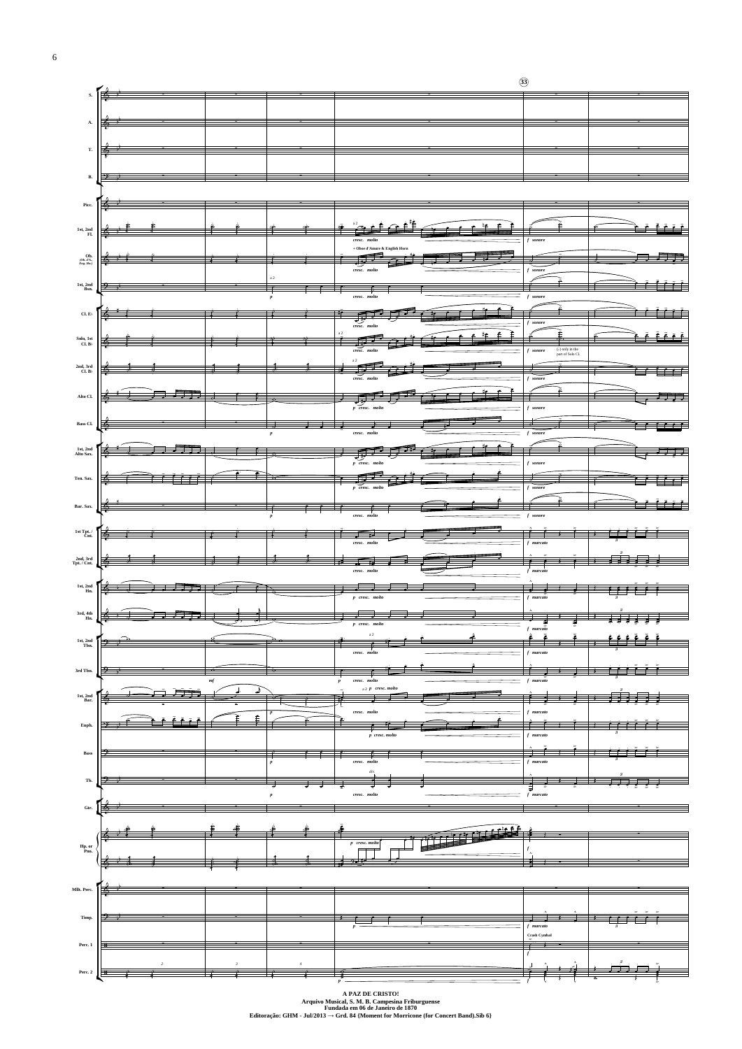**A PAZ DE CRISTO!**
**Arquivo Musical, S. M. B. Campesina Friburguense**
**Fundada em 06 de Janeiro de 1870**
**Editoração: GHM - Jul/2013 → Grd. 84 {Moment for Morricone (for Concert Band).Sib 6}**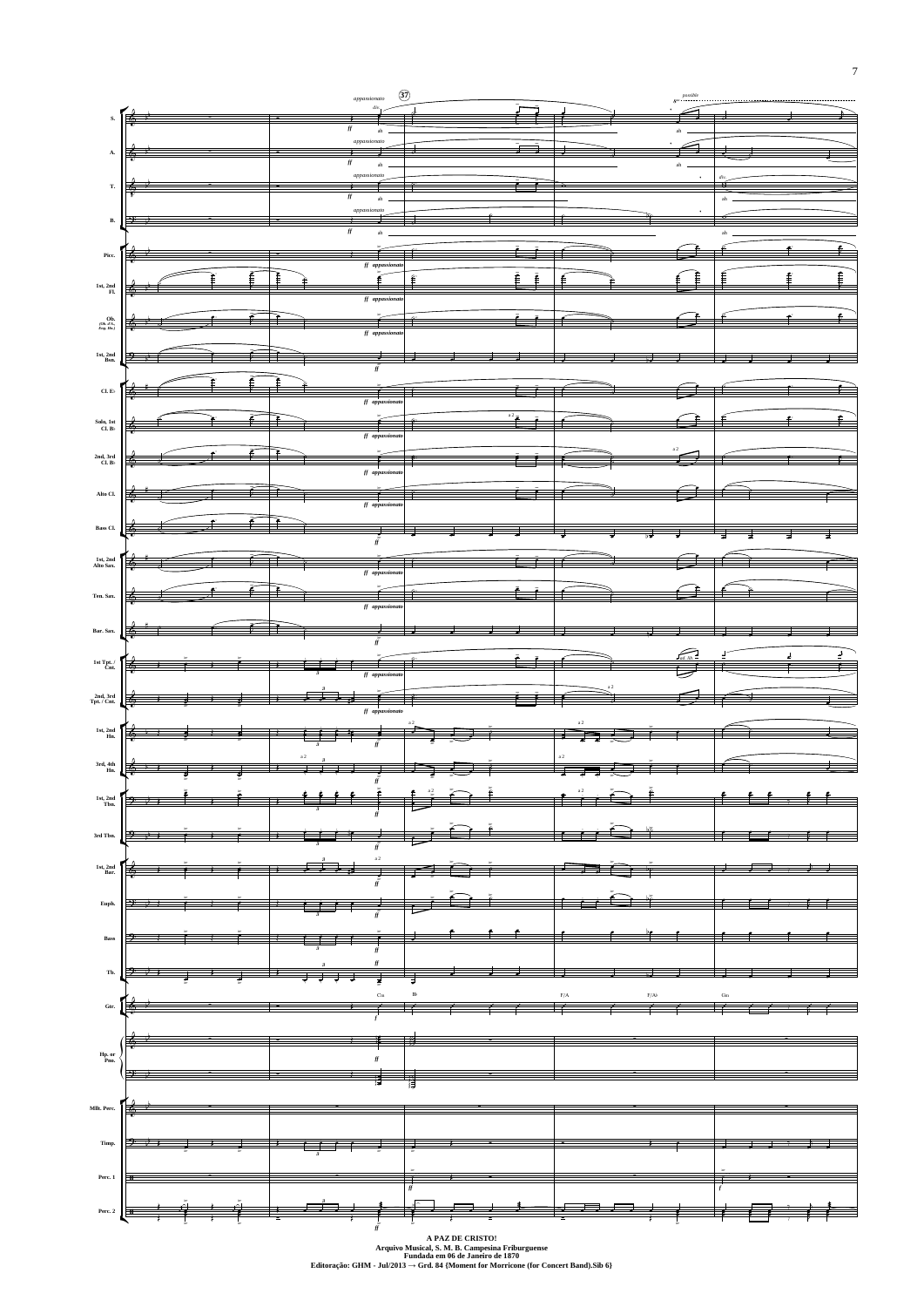**A PAZ DE CRISTO!**
**Arquivo Musical, S. M. B. Campesina Friburguense**
**Fundada em 06 de Janeiro de 1870**
**Editoração: GHM - Jul/2013 → Grd. 84 {Moment for Morricone (for Concert Band).Sib 6}**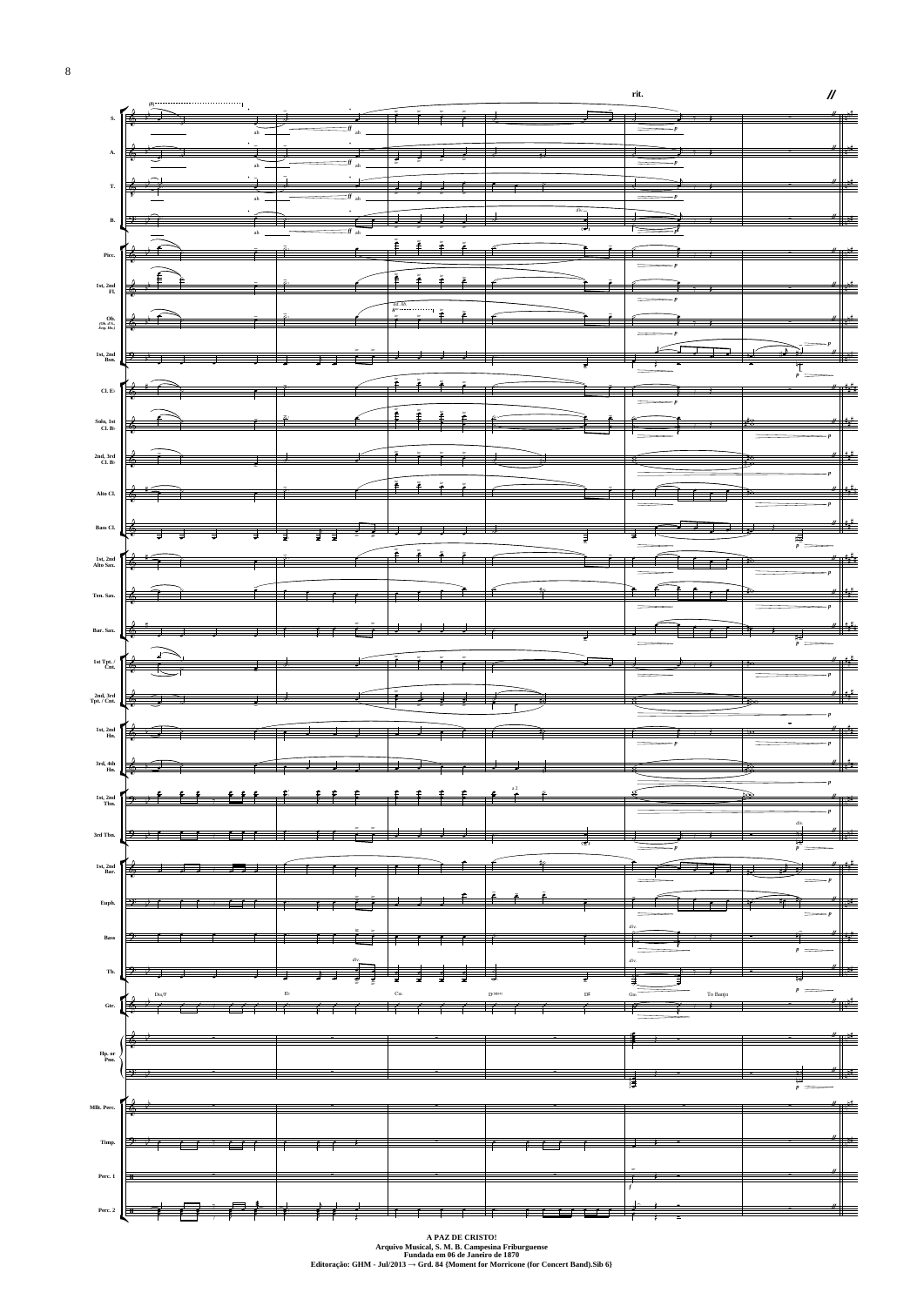**A PAZ DE CRISTO!**
**Arquivo Musical, S. M. B. Campesina Friburguense**
**Fundada em 06 de Janeiro de 1870**
**Editoração: GHM - Jul/2013 → Grd. 84 {Moment for Morricone (for Concert Band).Sib 6}**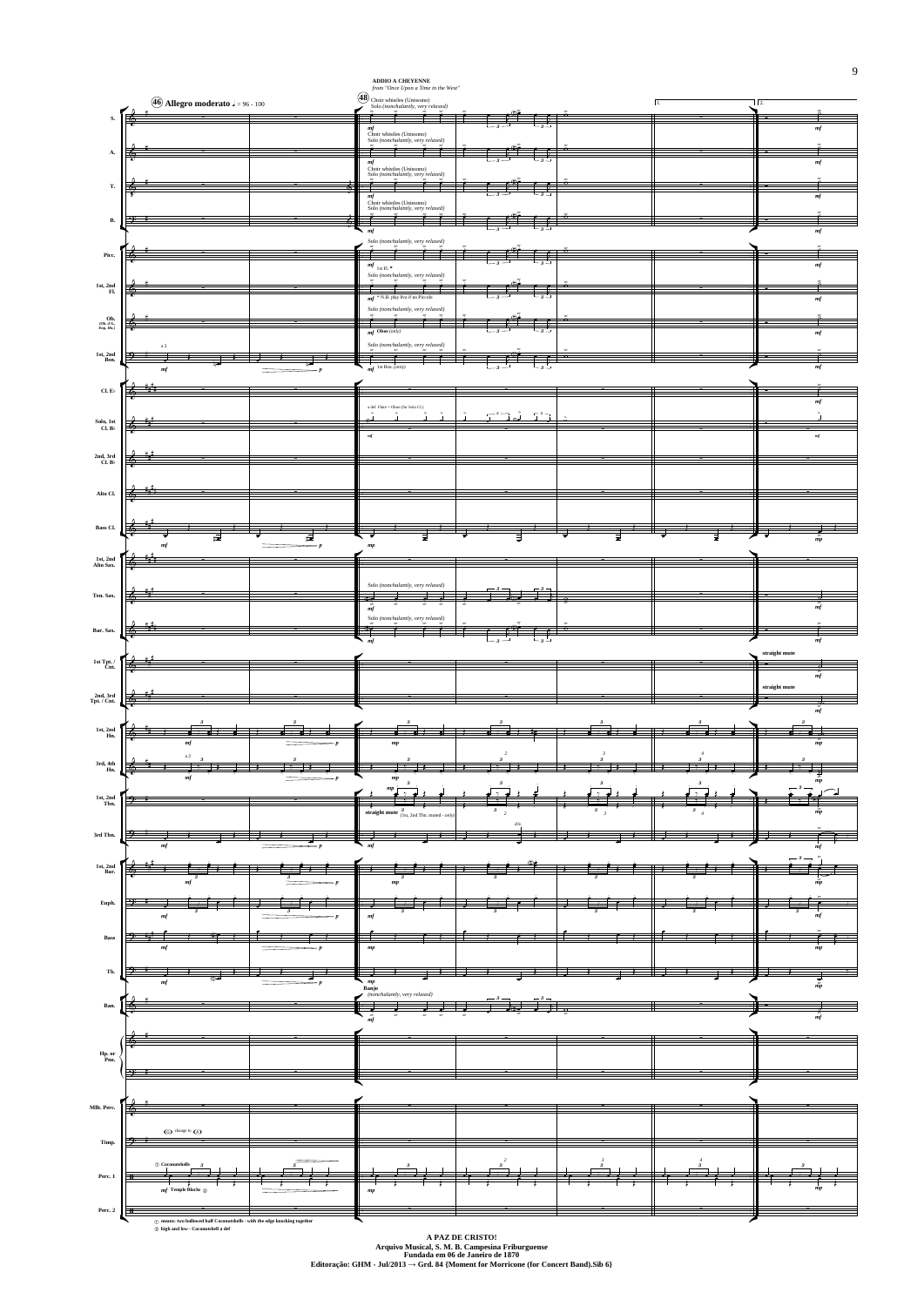**ADDIO A CHEYENNE**

*from "Once Upon a Time in the West"*

**A PAZ DE CRISTO!**
**Arquivo Musical, S. M. B. Campesina Friburguense**
**Fundada em 06 de Janeiro de 1870**
**Editoração: GHM - Jul/2013 → Grd. 84 {Moment for Morricone (for Concert Band).Sib 6}**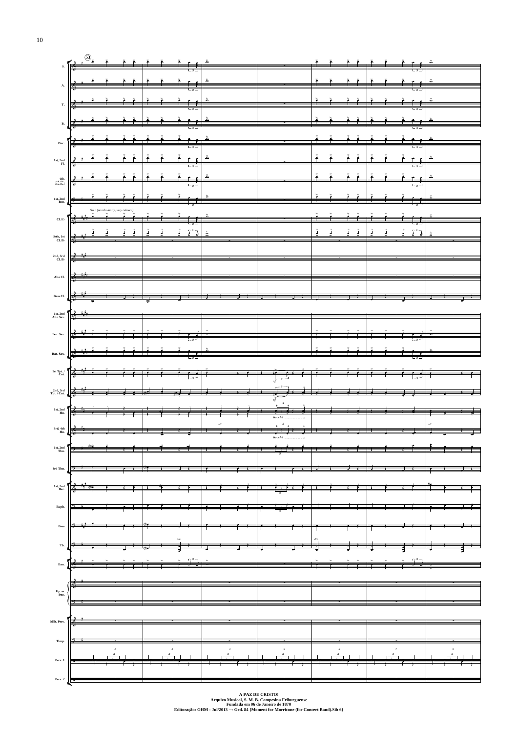53

Solo *(nonchalantly, very relaxed)*

*sf*

*bouché*

*a 2*

*div.*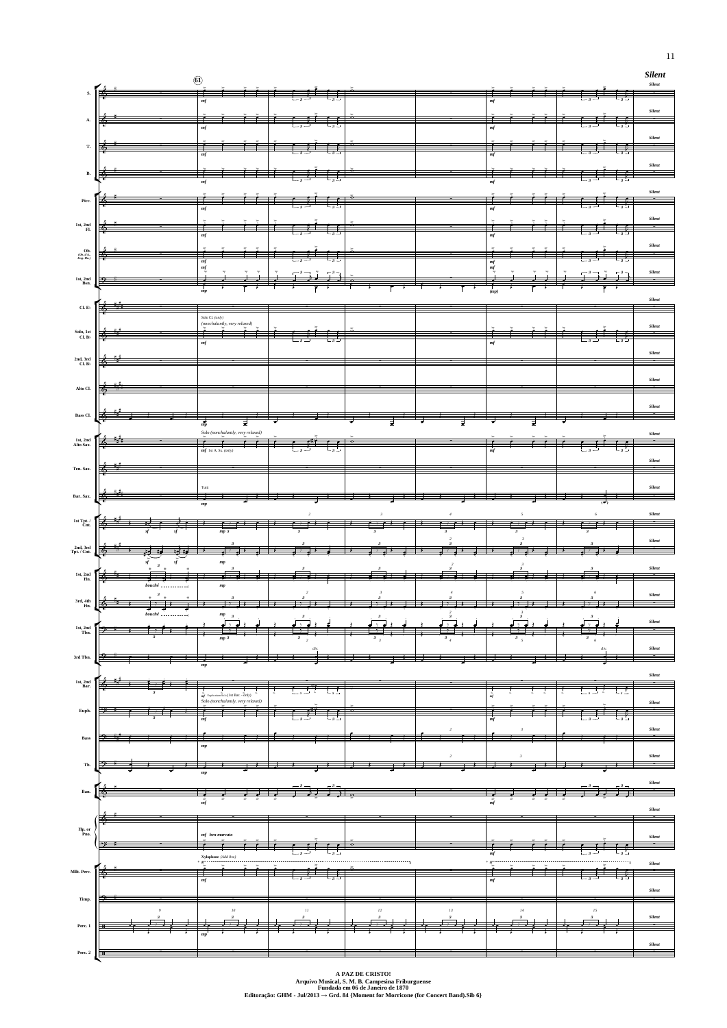**A PAZ DE CRISTO!**
**Arquivo Musical, S. M. B. Campesina Friburguense**
**Fundada em 06 de Janeiro de 1870**
**Editoração: GHM - Jul/2013 → Grd. 84 {Moment for Morricone (for Concert Band).Sib 6}**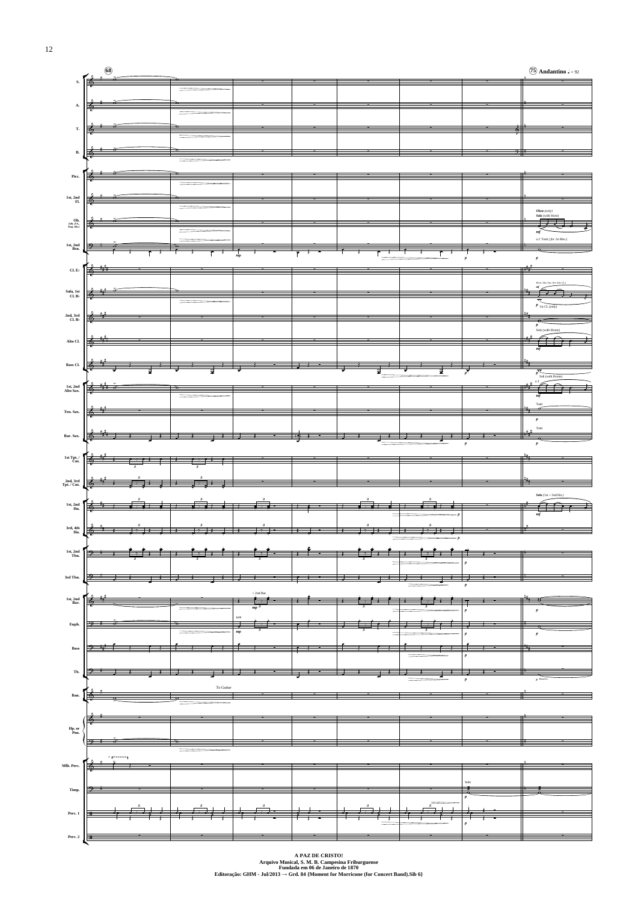**A PAZ DE CRISTO!**
**Arquivo Musical, S. M. B. Campesina Friburguense**
**Fundada em 06 de Janeiro de 1870**
**Editoração: GHM - Jul/2013 → Grd. 84 {Moment for Morricone (for Concert Band).Sib 6}**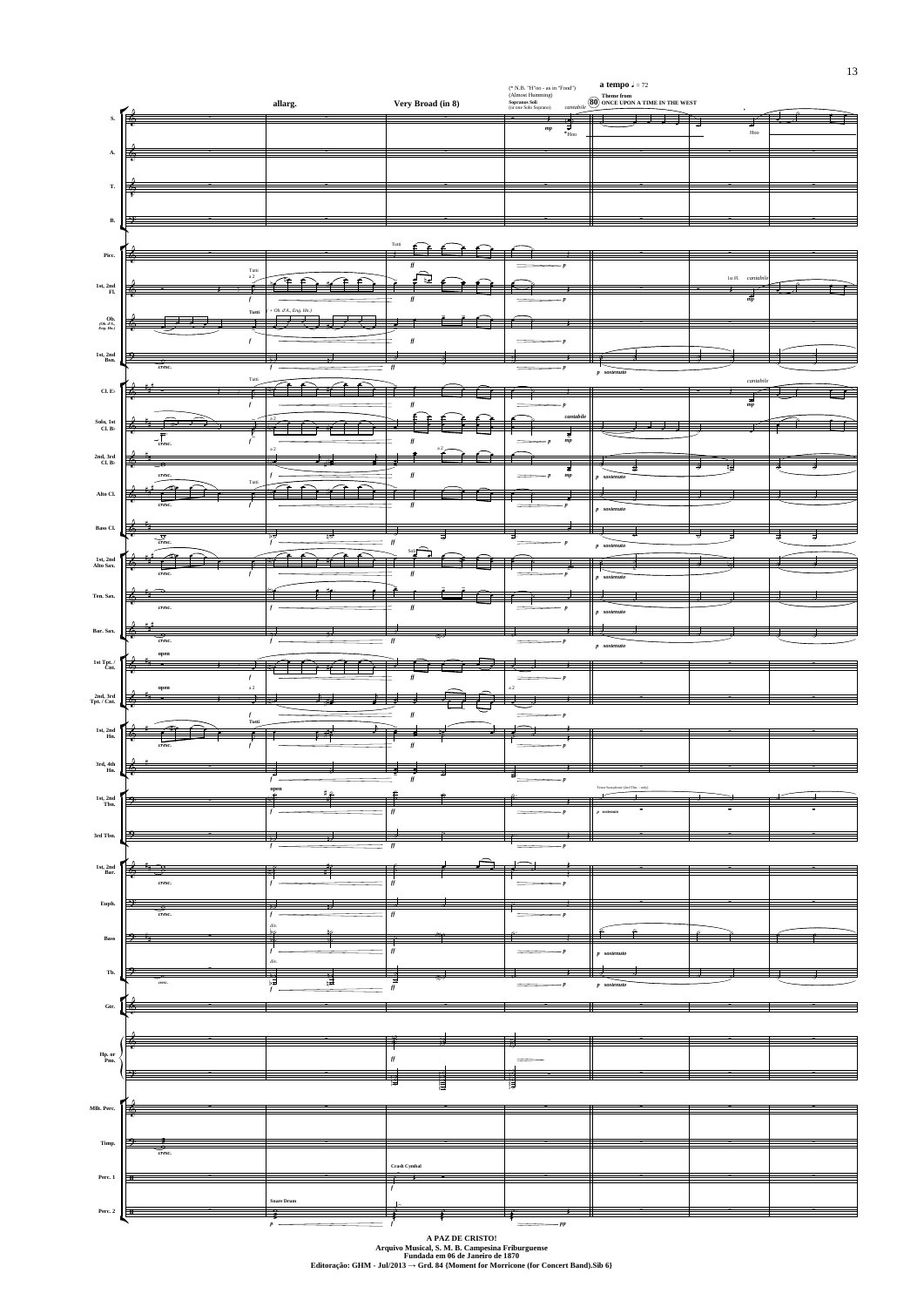**allarg.**

**Very Broad (in 8)**

(* N.B. "H"oo - as in "Food")
(Almost Humming)

**Sopranos Soli**
(or one Solo Soprano)

*cantabile*

**a tempo** ♩ = 72

**Theme from**

**80** **ONCE UPON A TIME IN THE WEST**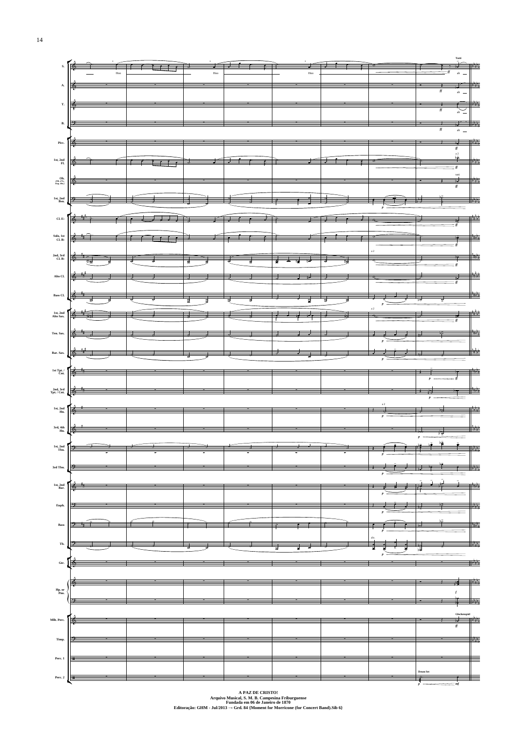A PAZ DE CRISTO!
Arquivo Musical, S. M. B. Campesina Friburguense
Fundada em 06 de Janeiro de 1870
Editoração: GHM - Jul/2013 → Grd. 84 {Moment for Morricone (for Concert Band).Sib 6}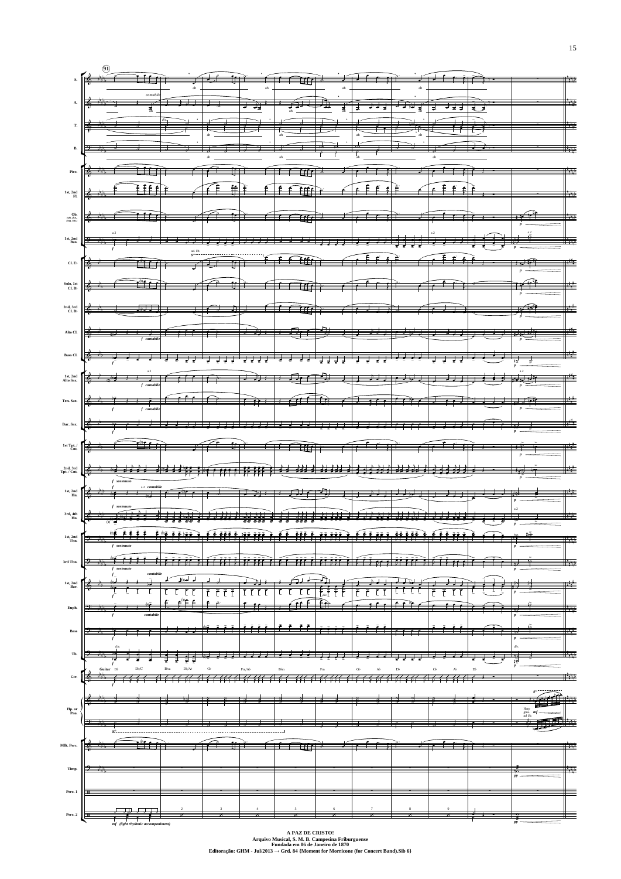**A PAZ DE CRISTO!**
**Arquivo Musical, S. M. B. Campesina Friburguense**
**Fundada em 06 de Janeiro de 1870**
**Editoração: GHM - Jul/2013 → Grd. 84 {Moment for Morricone (for Concert Band).Sib 6}**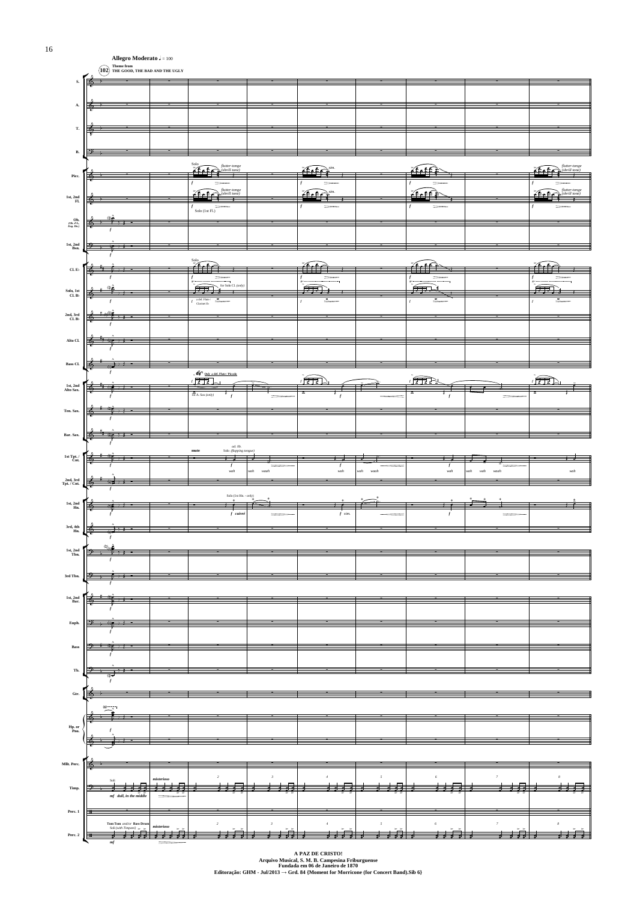**Allegro Moderato** ♩ = 100

(102) **Theme from THE GOOD, THE BAD AND THE UGLY**

S.

A.

T.

B.

Picc. — Solo — *flutter-tonge (shrill tone)* — *sim.*

1st, 2nd Fl. — *flutter-tonge (shrill tone)* — Solo (1st Fl.) — *sim.*

Ob. (Ob. 2'o, Eng. Hn.)

1st, 2nd Bsn.

Cl. E♭ — Solo

Solo, 1st Cl. B♭ — for Solo Cl. (only) — *a def. Flute / Clarinet E♭*

2nd, 3rd Cl. B♭

Alto Cl.

Bass Cl.

1st, 2nd Alto Sax. — Only a def. Flute / Piccolo — 1st A. Sax (only)

Ten. Sax.

Bar. Sax.

1st Tpt. / Cnt. — mute — *ad. lib.* Solo (flapping tongue) — wah waah

2nd, 3rd Tpt. / Cnt.

1st, 2nd Hn. — Solo (1st Hn. - only) — *f cuivré* — *f sim.*

3rd, 4th Hn.

1st, 2nd Tbn.

3rd Tbn.

1st, 2nd Bar.

Euph.

Bass

Tb.

Gtr.

Hp. or Pno.

Mlt. Perc.

Timp. — Soli — *misterioso* — *mf dull, in the middle*

Perc. 1

Perc. 2 — Tom Tom and/or Bass Drum Soli (with Timpani) — *misterioso* — *mf*

**A PAZ DE CRISTO!**
**Arquivo Musical, S. M. B. Campesina Friburguense**
**Fundada em 06 de Janeiro de 1870**
**Editoração: GHM - Jul/2013 → Grd. 84 {Moment for Morricone (for Concert Band).Sib 6}**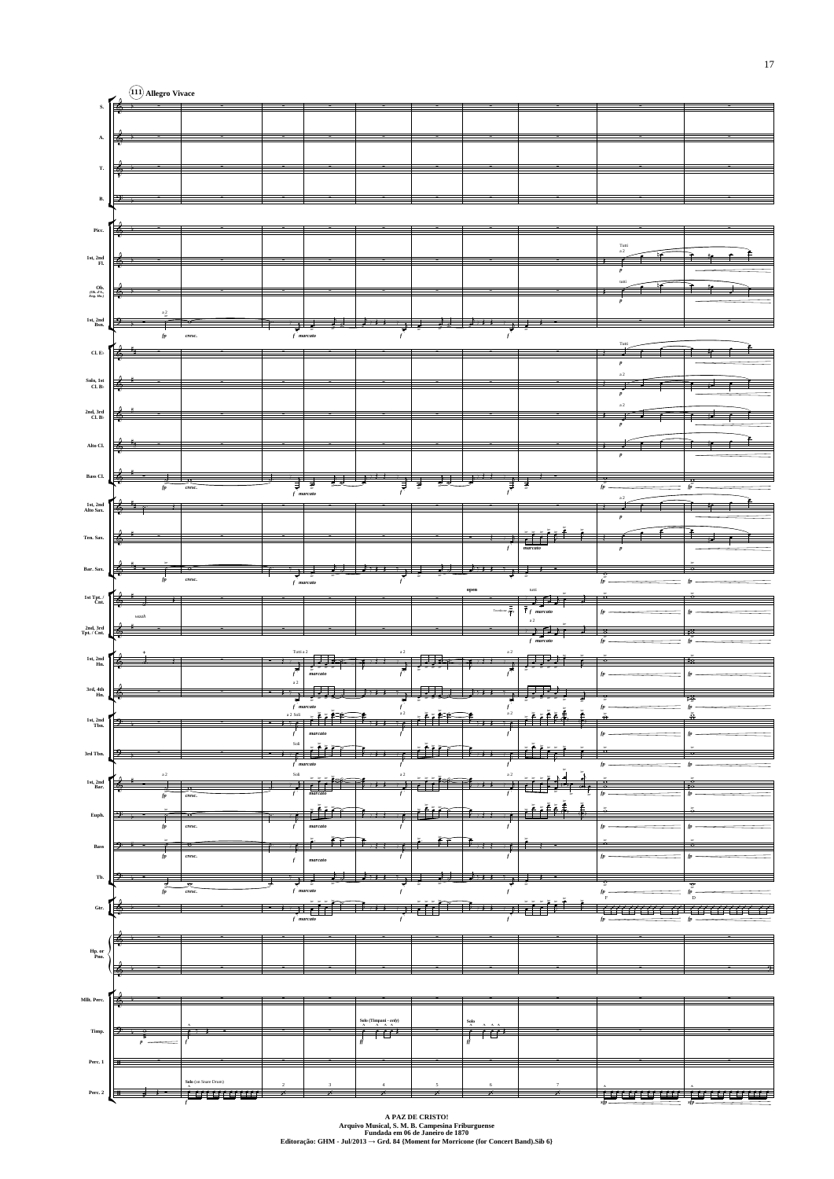**111** **Allegro Vivace**

A PAZ DE CRISTO!
Arquivo Musical, S. M. B. Campesina Friburguense
Fundada em 06 de Janeiro de 1870
Editoração: GHM - Jul/2013 → Grd. 84 {Moment for Morricone (for Concert Band).Sib 6}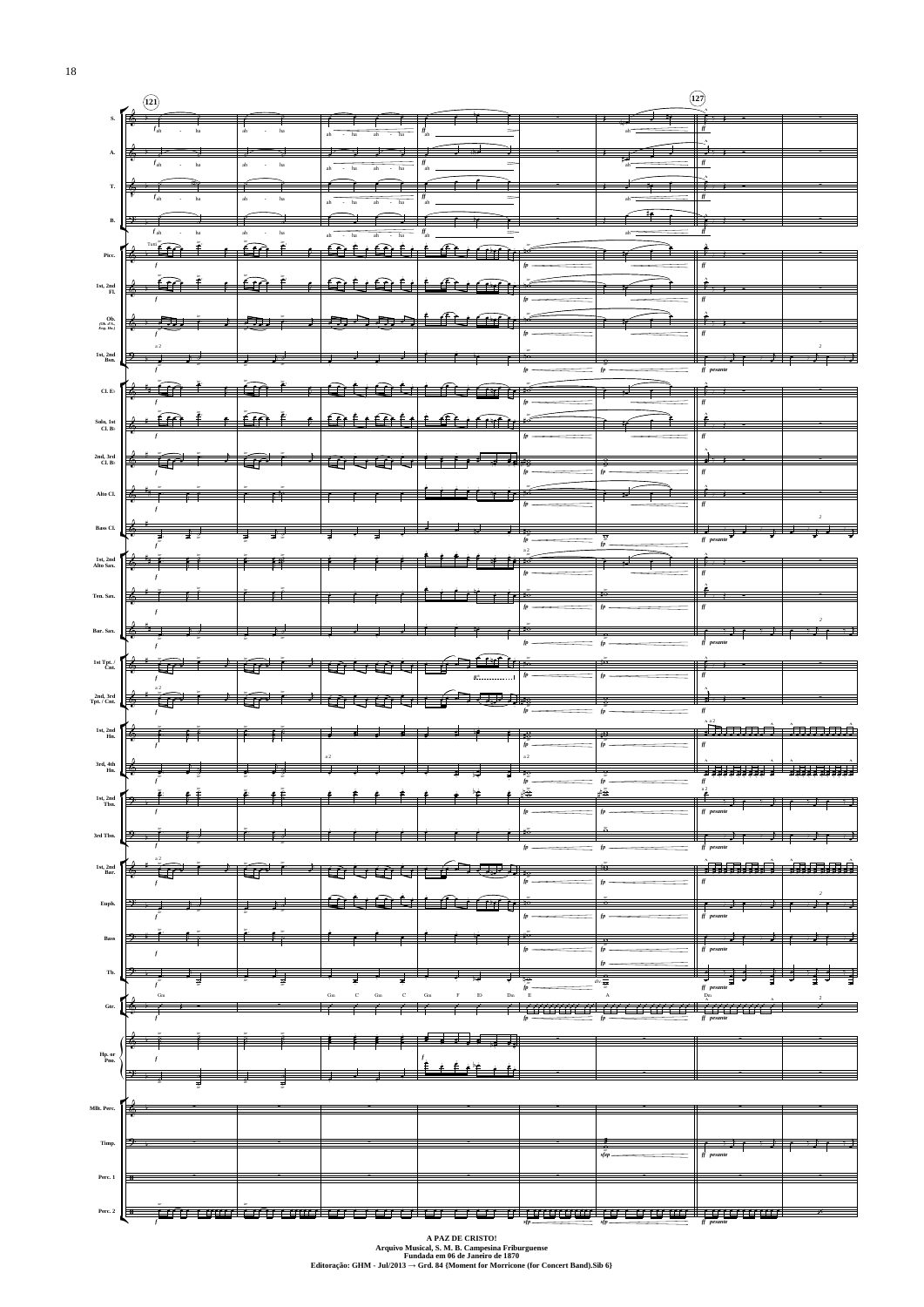**A PAZ DE CRISTO!**
**Arquivo Musical, S. M. B. Campesina Friburguense**
**Fundada em 06 de Janeiro de 1870**
**Editoração: GHM - Jul/2013 → Grd. 84 {Moment for Morricone (for Concert Band).Sib 6}**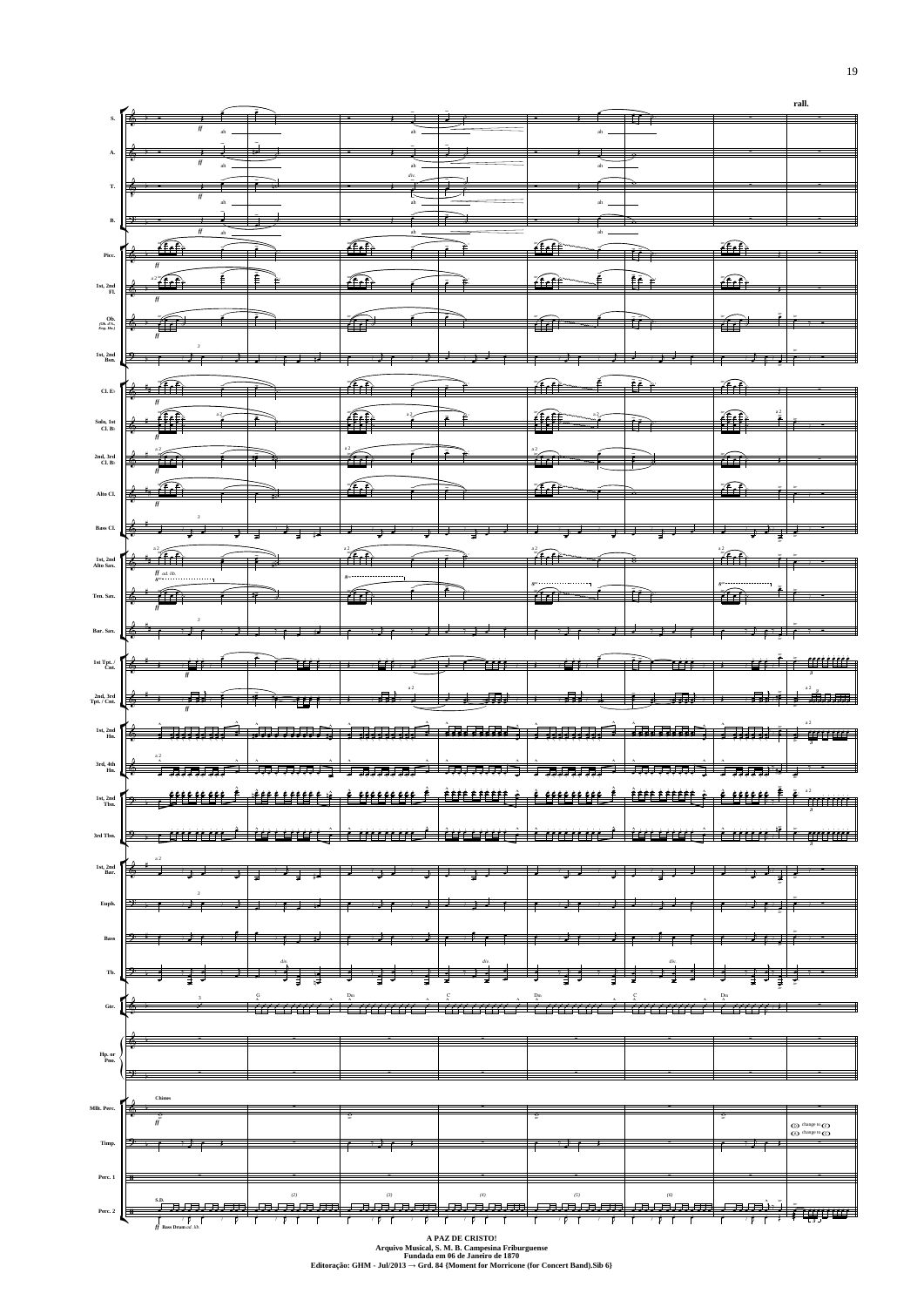**A PAZ DE CRISTO!**
**Arquivo Musical, S. M. B. Campesina Friburguense**
**Fundada em 06 de Janeiro de 1870**
**Editoração: GHM - Jul/2013 → Grd. 84 {Moment for Morricone (for Concert Band).Sib 6}**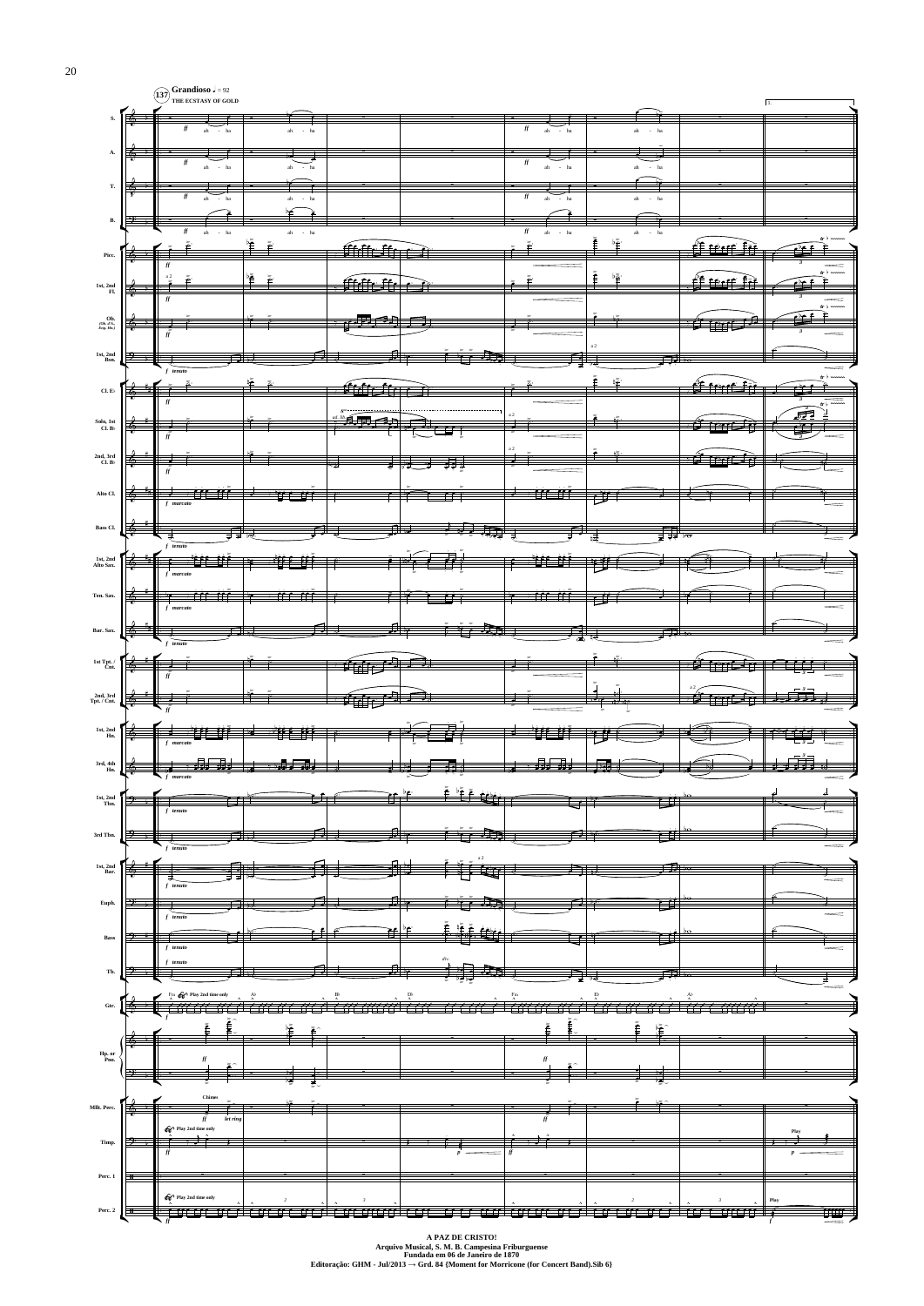**A PAZ DE CRISTO!**
**Arquivo Musical, S. M. B. Campesina Friburguense**
**Fundada em 06 de Janeiro de 1870**
**Editoração: GHM - Jul/2013 → Grd. 84 {Moment for Morricone (for Concert Band).Sib 6}**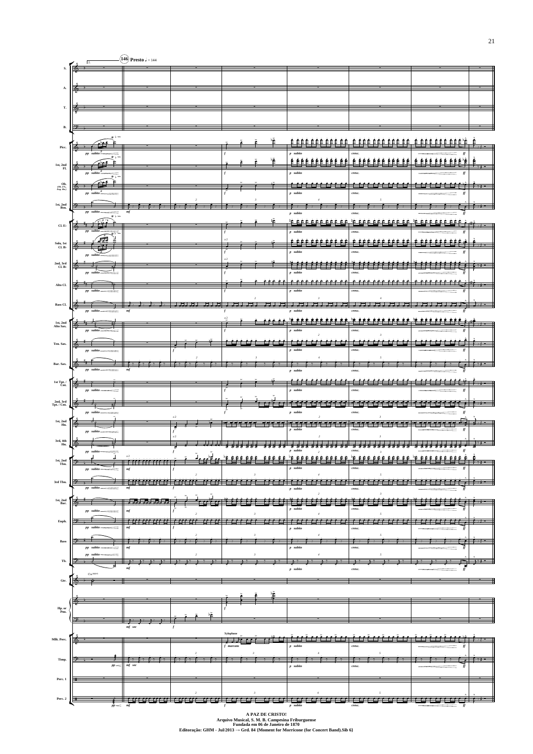A PAZ DE CRISTO!

Arquivo Musical, S. M. B. Campesina Friburguense

Fundada em 06 de Janeiro de 1870

Editoração: GHM - Jul/2013 → Grd. 84 {Moment for Morricone (for Concert Band).Sib 6}